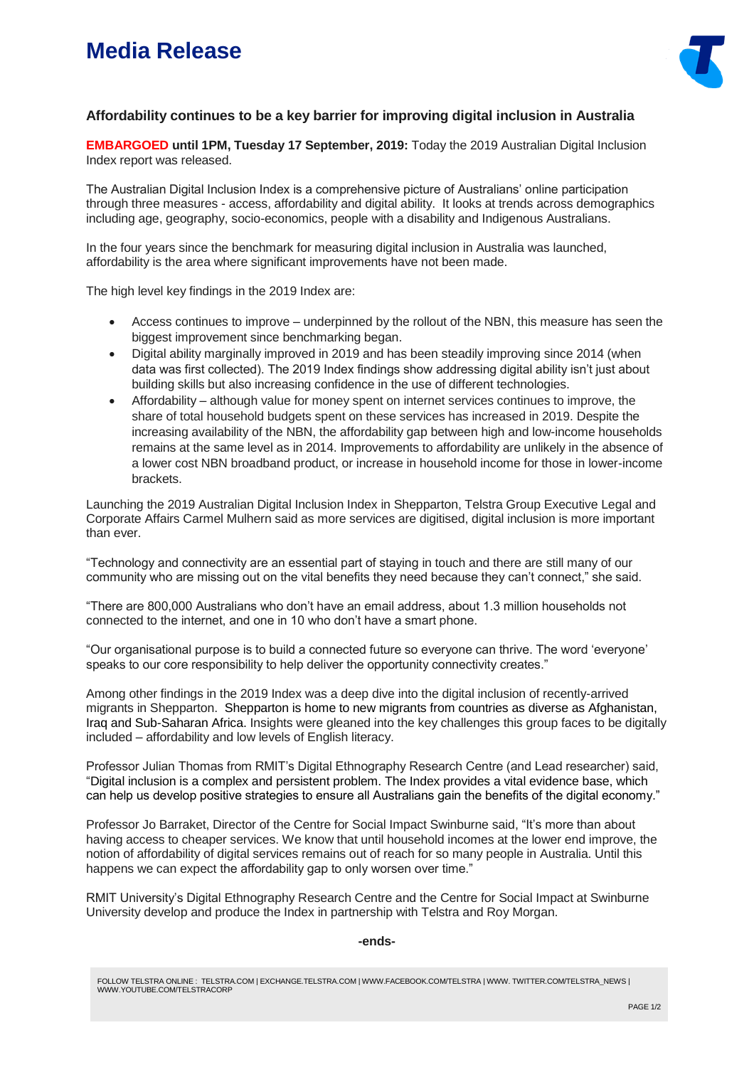# Media Release

### Affordability continues to be a key barrier for improving digital inclusion in Australia

**EMBARGOED until 1PM, Tuesday 17 September, 2019:** Today the 2019 Australian Digital Inclusion Index report was released.

The Australian Digital Inclusion Index is a comprehensive picture of Australians' online participation through three measures - access, affordability and digital ability. It looks at trends across demographics including age, geography, socio-economics, people with a disability and Indigenous Australians.

In the four years since the benchmark for measuring digital inclusion in Australia was launched, affordability is the area where significant improvements have not been made.

The high level key findings in the 2019 Index are:

- Access continues to improve – underpinned by the rollout of the NBN, this measure has seen the biggest improvement since benchmarking began.
- Digital ability marginally improved in 2019 and has been steadily improving since 2014 (when data was first collected). The 2019 Index findings show addressing digital ability isn't just about building skills but also increasing confidence in the use of different technologies.
- Affordability – although value for money spent on internet services continues to improve, the share of total household budgets spent on these services has increased in 2019. Despite the increasing availability of the NBN, the affordability gap between high and low-income households remains at the same level as in 2014. Improvements to affordability are unlikely in the absence of a lower cost NBN broadband product, or increase in household income for those in lower-income brackets.

Launching the 2019 Australian Digital Inclusion Index in Shepparton, Telstra Group Executive Legal and Corporate Affairs Carmel Mulhern said as more services are digitised, digital inclusion is more important than ever.

"Technology and connectivity are an essential part of staying in touch and there are still many of our community who are missing out on the vital benefits they need because they can't connect," she said.

"There are 800,000 Australians who don't have an email address, about 1.3 million households not connected to the internet, and one in 10 who don't have a smart phone.

"Our organisational purpose is to build a connected future so everyone can thrive. The word 'everyone' speaks to our core responsibility to help deliver the opportunity connectivity creates."

Among other findings in the 2019 Index was a deep dive into the digital inclusion of recently-arrived migrants in Shepparton. Shepparton is home to new migrants from countries as diverse as Afghanistan, Iraq and Sub-Saharan Africa. Insights were gleaned into the key challenges this group faces to be digitally included – affordability and low levels of English literacy.

Professor Julian Thomas from RMIT's Digital Ethnography Research Centre (and Lead researcher) said, "Digital inclusion is a complex and persistent problem. The Index provides a vital evidence base, which can help us develop positive strategies to ensure all Australians gain the benefits of the digital economy."

Professor Jo Barraket, Director of the Centre for Social Impact Swinburne said, "It's more than about having access to cheaper services. We know that until household incomes at the lower end improve, the notion of affordability of digital services remains out of reach for so many people in Australia. Until this happens we can expect the affordability gap to only worsen over time."

RMIT University's Digital Ethnography Research Centre and the Centre for Social Impact at Swinburne University develop and produce the Index in partnership with Telstra and Roy Morgan.

**-ends-**

FOLLOW TELSTRA ONLINE : TELSTRA.COM | EXCHANGE.TELSTRA.COM | WWW.FACEBOOK.COM/TELSTRA | WWW. TWITTER.COM/TELSTRA_NEWS | WWW.YOUTUBE.COM/TELSTRACORP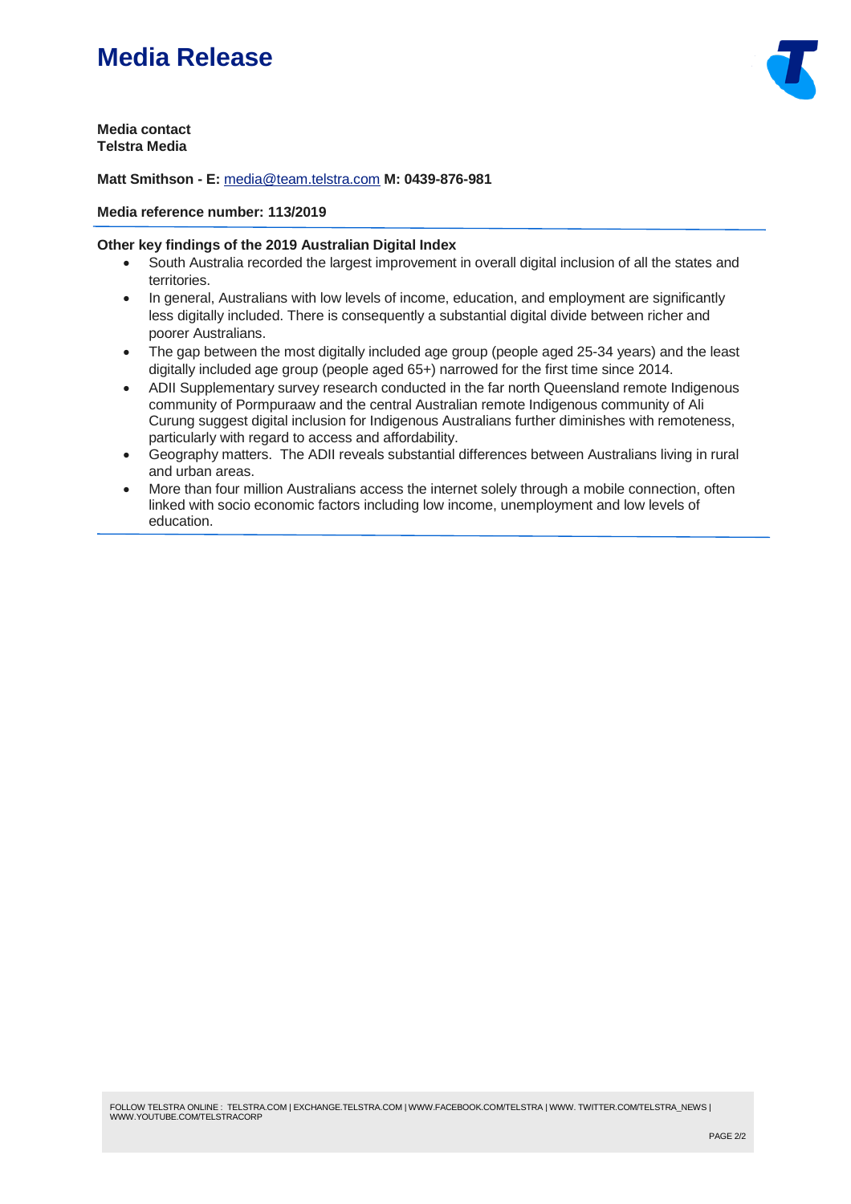# Media Release

**Media contact**
**Telstra Media**

**Matt Smithson - E:** media@team.telstra.com **M: 0439-876-981**

**Media reference number: 113/2019**

---

**Other key findings of the 2019 Australian Digital Index**

- South Australia recorded the largest improvement in overall digital inclusion of all the states and territories.
- In general, Australians with low levels of income, education, and employment are significantly less digitally included. There is consequently a substantial digital divide between richer and poorer Australians.
- The gap between the most digitally included age group (people aged 25-34 years) and the least digitally included age group (people aged 65+) narrowed for the first time since 2014.
- ADII Supplementary survey research conducted in the far north Queensland remote Indigenous community of Pormpuraaw and the central Australian remote Indigenous community of Ali Curung suggest digital inclusion for Indigenous Australians further diminishes with remoteness, particularly with regard to access and affordability.
- Geography matters. The ADII reveals substantial differences between Australians living in rural and urban areas.
- More than four million Australians access the internet solely through a mobile connection, often linked with socio economic factors including low income, unemployment and low levels of education.

---

FOLLOW TELSTRA ONLINE : TELSTRA.COM | EXCHANGE.TELSTRA.COM | WWW.FACEBOOK.COM/TELSTRA | WWW. TWITTER.COM/TELSTRA_NEWS | WWW.YOUTUBE.COM/TELSTRACORP